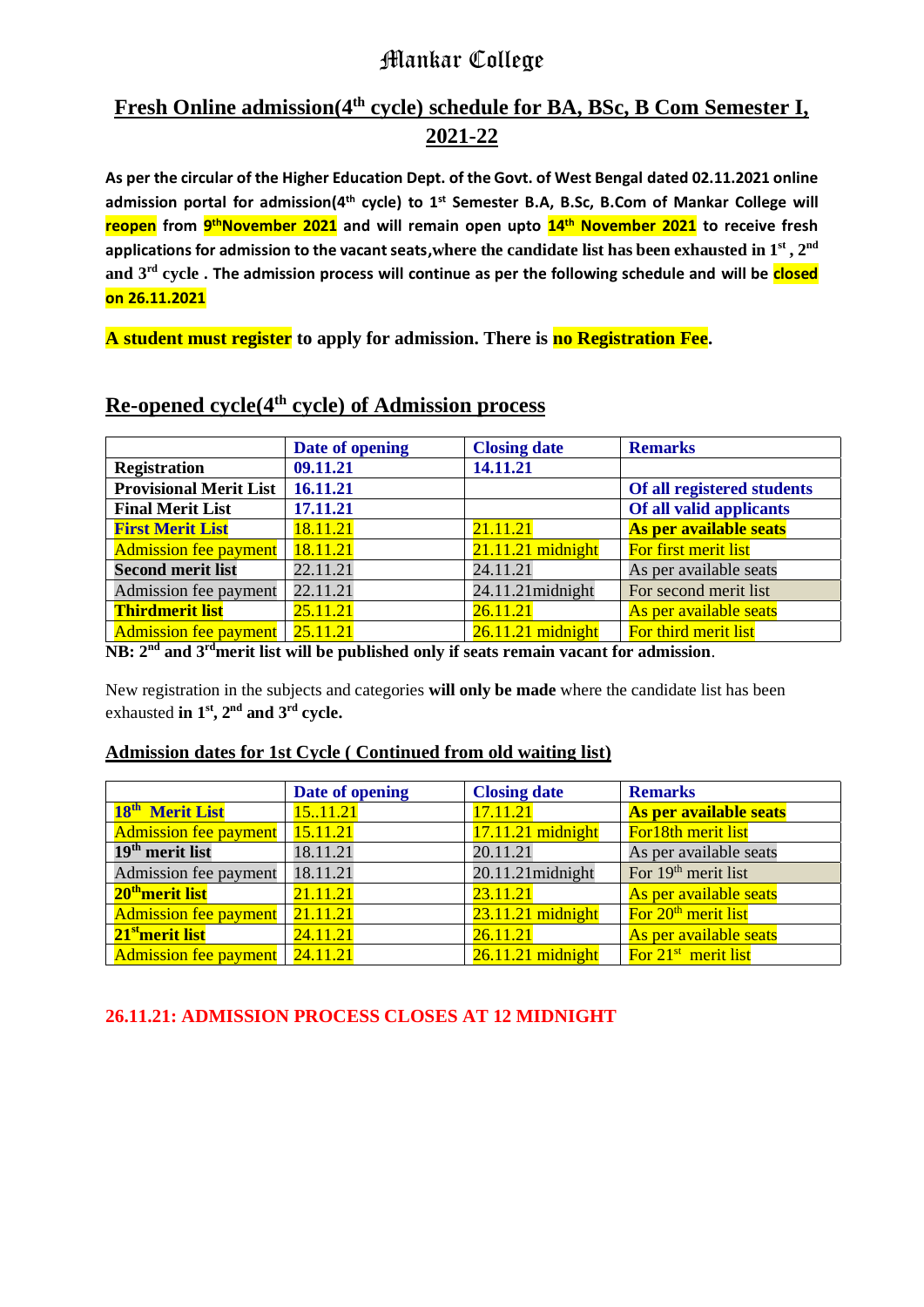# Mankar College

## Fresh Online admission(4th cycle) schedule for BA, BSc, B Com Semester I, 2021-22

**As per the circular of the Higher Education Dept. of the Govt. of West Bengal dated 02.11.2021 online admission portal for admission(4th cycle) to 1st Semester B.A, B.Sc, B.Com of Mankar College will reopen from 9th November 2021 and will remain open upto 14th November 2021 to receive fresh applications for admission to the vacant seats, where the candidate list has been exhausted in 1st, 2nd and 3rd cycle. The admission process will continue as per the following schedule and will be closed on 26.11.2021**

**A student must register** to apply for admission. There is **no Registration Fee**.

## Re-opened cycle(4th cycle) of Admission process

| | Date of opening | Closing date | Remarks |
|---|---|---|---|
| **Registration** | **09.11.21** | **14.11.21** | |
| **Provisional Merit List** | **16.11.21** | | **Of all registered students** |
| **Final Merit List** | **17.11.21** | | **Of all valid applicants** |
| **First Merit List** | 18.11.21 | 21.11.21 | **As per available seats** |
| Admission fee payment | 18.11.21 | 21.11.21 midnight | For first merit list |
| **Second merit list** | 22.11.21 | 24.11.21 | As per available seats |
| Admission fee payment | 22.11.21 | 24.11.21midnight | For second merit list |
| **Thirdmerit list** | 25.11.21 | 26.11.21 | As per available seats |
| Admission fee payment | 25.11.21 | 26.11.21 midnight | For third merit list |

**NB: 2nd and 3rdmerit list will be published only if seats remain vacant for admission**.

New registration in the subjects and categories **will only be made** where the candidate list has been exhausted **in 1st, 2nd and 3rd cycle.**

### Admission dates for 1st Cycle ( Continued from old waiting list)

| | Date of opening | Closing date | Remarks |
|---|---|---|---|
| **18th Merit List** | 15..11.21 | 17.11.21 | **As per available seats** |
| Admission fee payment | 15.11.21 | 17.11.21 midnight | For18th merit list |
| **19th merit list** | 18.11.21 | 20.11.21 | As per available seats |
| Admission fee payment | 18.11.21 | 20.11.21midnight | For 19th merit list |
| **20thmerit list** | 21.11.21 | 23.11.21 | As per available seats |
| Admission fee payment | 21.11.21 | 23.11.21 midnight | For 20th merit list |
| **21stmerit list** | 24.11.21 | 26.11.21 | As per available seats |
| Admission fee payment | 24.11.21 | 26.11.21 midnight | For 21st merit list |

**26.11.21: ADMISSION PROCESS CLOSES AT 12 MIDNIGHT**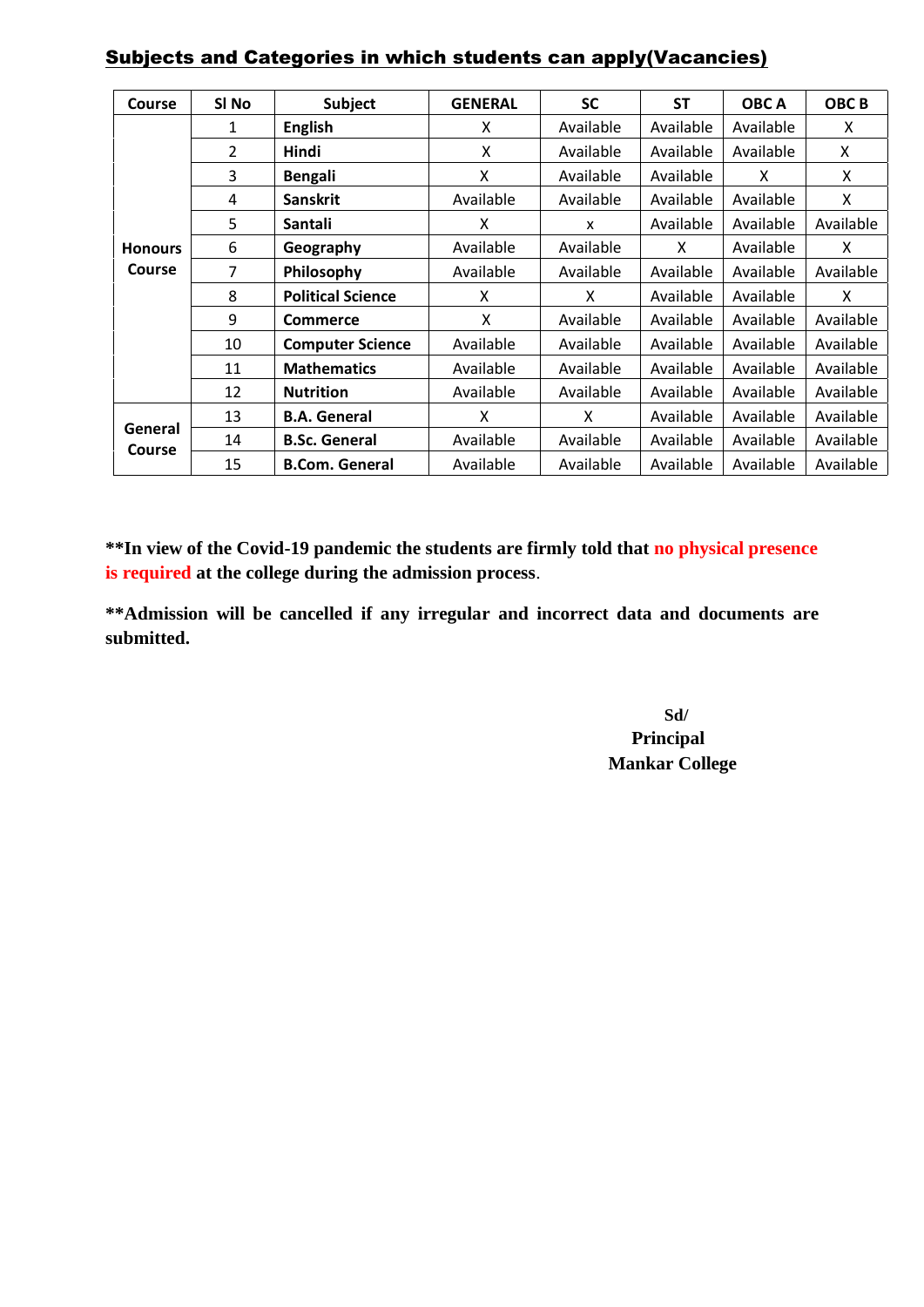## Subjects and Categories in which students can apply(Vacancies)

| Course | Sl No | Subject | GENERAL | SC | ST | OBC A | OBC B |
|---|---|---|---|---|---|---|---|
| Honours Course | 1 | **English** | X | Available | Available | Available | X |
| | 2 | **Hindi** | X | Available | Available | Available | X |
| | 3 | **Bengali** | X | Available | Available | X | X |
| | 4 | **Sanskrit** | Available | Available | Available | Available | X |
| | 5 | **Santali** | X | x | Available | Available | Available |
| | 6 | **Geography** | Available | Available | X | Available | X |
| | 7 | **Philosophy** | Available | Available | Available | Available | Available |
| | 8 | **Political Science** | X | X | Available | Available | X |
| | 9 | **Commerce** | X | Available | Available | Available | Available |
| | 10 | **Computer Science** | Available | Available | Available | Available | Available |
| | 11 | **Mathematics** | Available | Available | Available | Available | Available |
| | 12 | **Nutrition** | Available | Available | Available | Available | Available |
| General Course | 13 | **B.A. General** | X | X | Available | Available | Available |
| | 14 | **B.Sc. General** | Available | Available | Available | Available | Available |
| | 15 | **B.Com. General** | Available | Available | Available | Available | Available |

**\*\*In view of the Covid-19 pandemic the students are firmly told that no physical presence is required at the college during the admission process**.

**\*\*Admission will be cancelled if any irregular and incorrect data and documents are submitted.**

**Sd/**
**Principal**
**Mankar College**